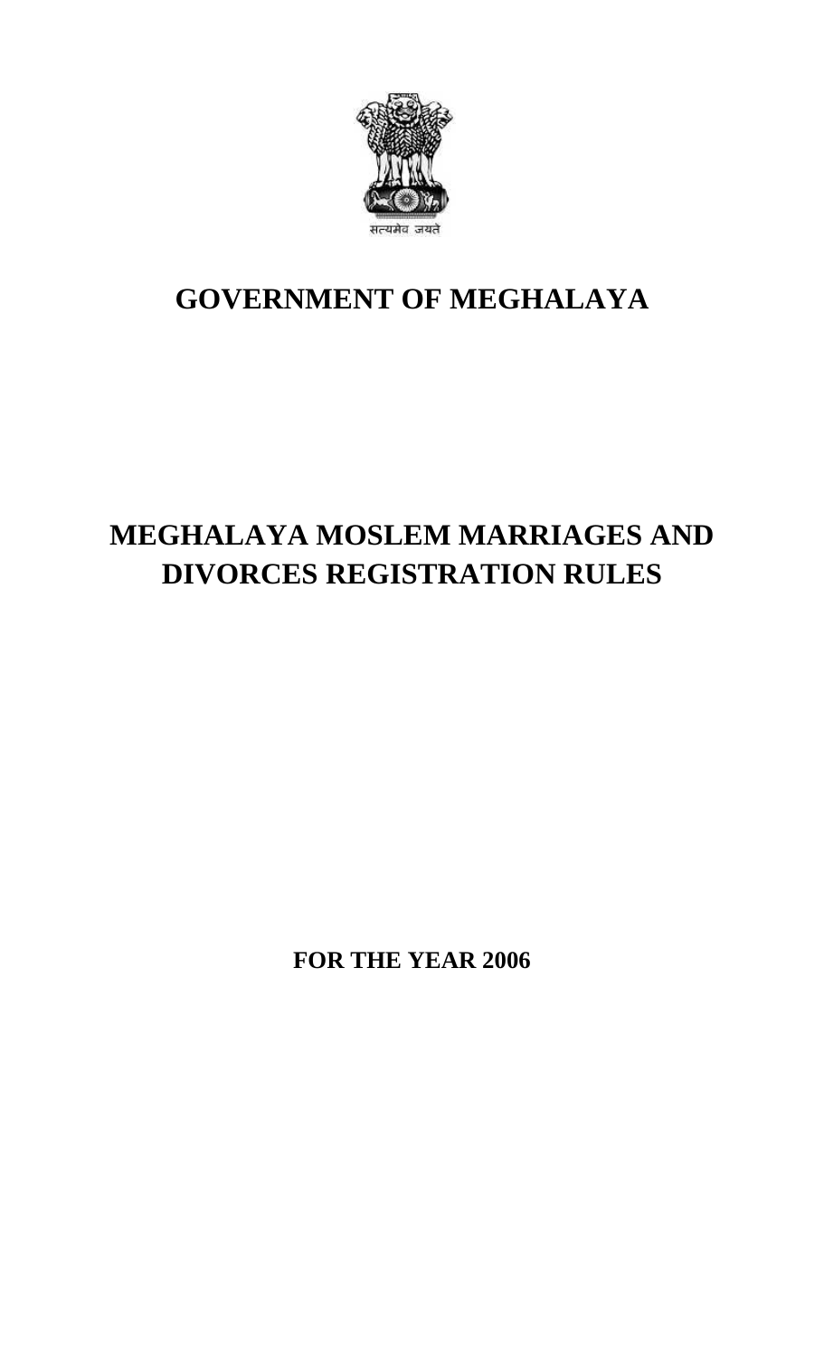सत्यमेव जयते

# GOVERNMENT OF MEGHALAYA

# MEGHALAYA MOSLEM MARRIAGES AND DIVORCES REGISTRATION RULES

**FOR THE YEAR 2006**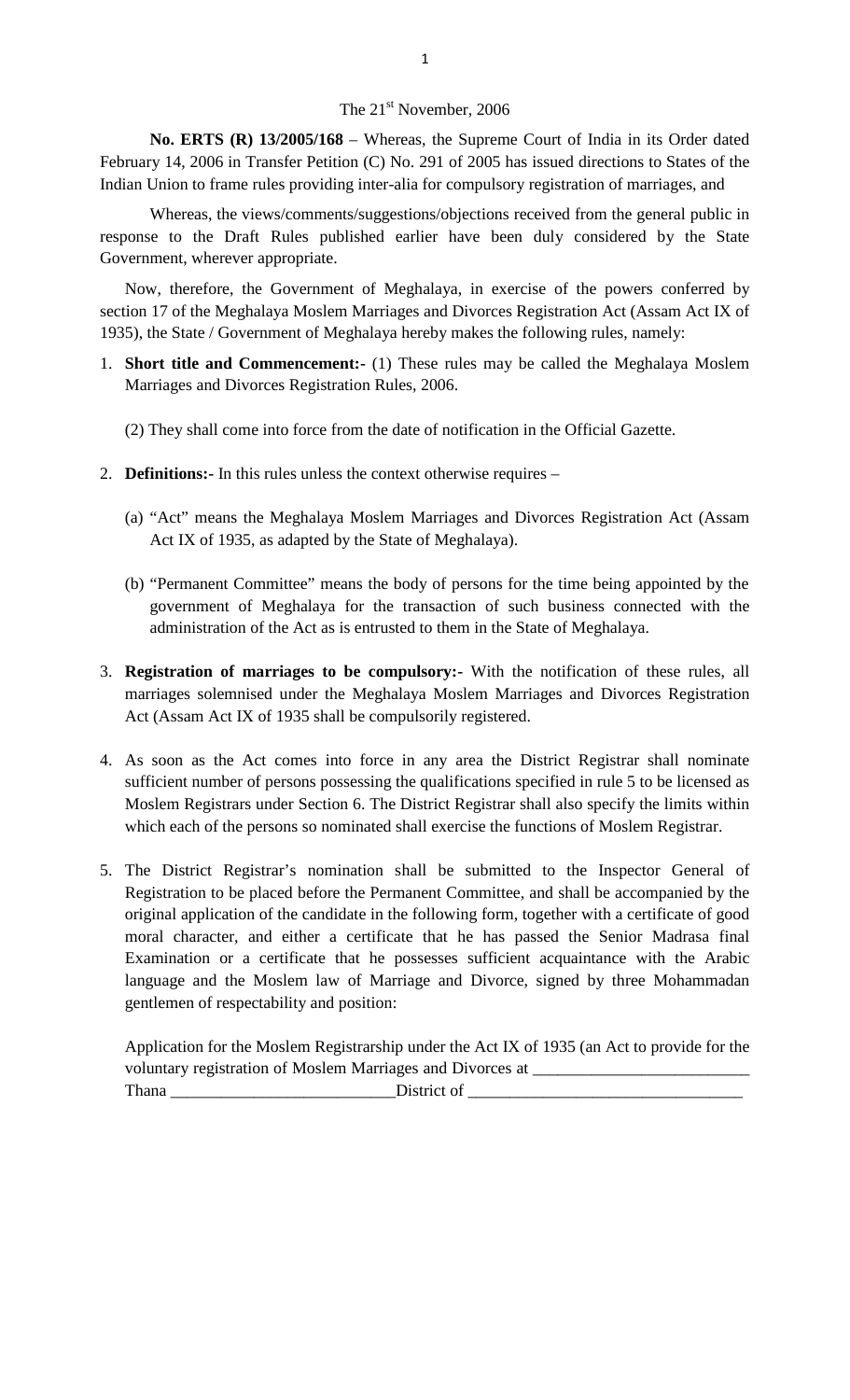The 21st November, 2006

**No. ERTS (R) 13/2005/168** – Whereas, the Supreme Court of India in its Order dated February 14, 2006 in Transfer Petition (C) No. 291 of 2005 has issued directions to States of the Indian Union to frame rules providing inter-alia for compulsory registration of marriages, and

Whereas, the views/comments/suggestions/objections received from the general public in response to the Draft Rules published earlier have been duly considered by the State Government, wherever appropriate.

Now, therefore, the Government of Meghalaya, in exercise of the powers conferred by section 17 of the Meghalaya Moslem Marriages and Divorces Registration Act (Assam Act IX of 1935), the State / Government of Meghalaya hereby makes the following rules, namely:

1. **Short title and Commencement:-** (1) These rules may be called the Meghalaya Moslem Marriages and Divorces Registration Rules, 2006.

   (2) They shall come into force from the date of notification in the Official Gazette.

2. **Definitions:-** In this rules unless the context otherwise requires –

   (a) "Act" means the Meghalaya Moslem Marriages and Divorces Registration Act (Assam Act IX of 1935, as adapted by the State of Meghalaya).

   (b) "Permanent Committee" means the body of persons for the time being appointed by the government of Meghalaya for the transaction of such business connected with the administration of the Act as is entrusted to them in the State of Meghalaya.

3. **Registration of marriages to be compulsory:-** With the notification of these rules, all marriages solemnised under the Meghalaya Moslem Marriages and Divorces Registration Act (Assam Act IX of 1935 shall be compulsorily registered.

4. As soon as the Act comes into force in any area the District Registrar shall nominate sufficient number of persons possessing the qualifications specified in rule 5 to be licensed as Moslem Registrars under Section 6. The District Registrar shall also specify the limits within which each of the persons so nominated shall exercise the functions of Moslem Registrar.

5. The District Registrar's nomination shall be submitted to the Inspector General of Registration to be placed before the Permanent Committee, and shall be accompanied by the original application of the candidate in the following form, together with a certificate of good moral character, and either a certificate that he has passed the Senior Madrasa final Examination or a certificate that he possesses sufficient acquaintance with the Arabic language and the Moslem law of Marriage and Divorce, signed by three Mohammadan gentlemen of respectability and position:

   Application for the Moslem Registrarship under the Act IX of 1935 (an Act to provide for the voluntary registration of Moslem Marriages and Divorces at \_\_\_\_\_\_\_\_\_\_\_\_\_\_\_\_\_\_\_\_\_\_\_\_\_\_ Thana \_\_\_\_\_\_\_\_\_\_\_\_\_\_\_\_\_\_\_\_\_\_\_\_\_\_\_ District of \_\_\_\_\_\_\_\_\_\_\_\_\_\_\_\_\_\_\_\_\_\_\_\_\_\_\_\_\_\_\_\_\_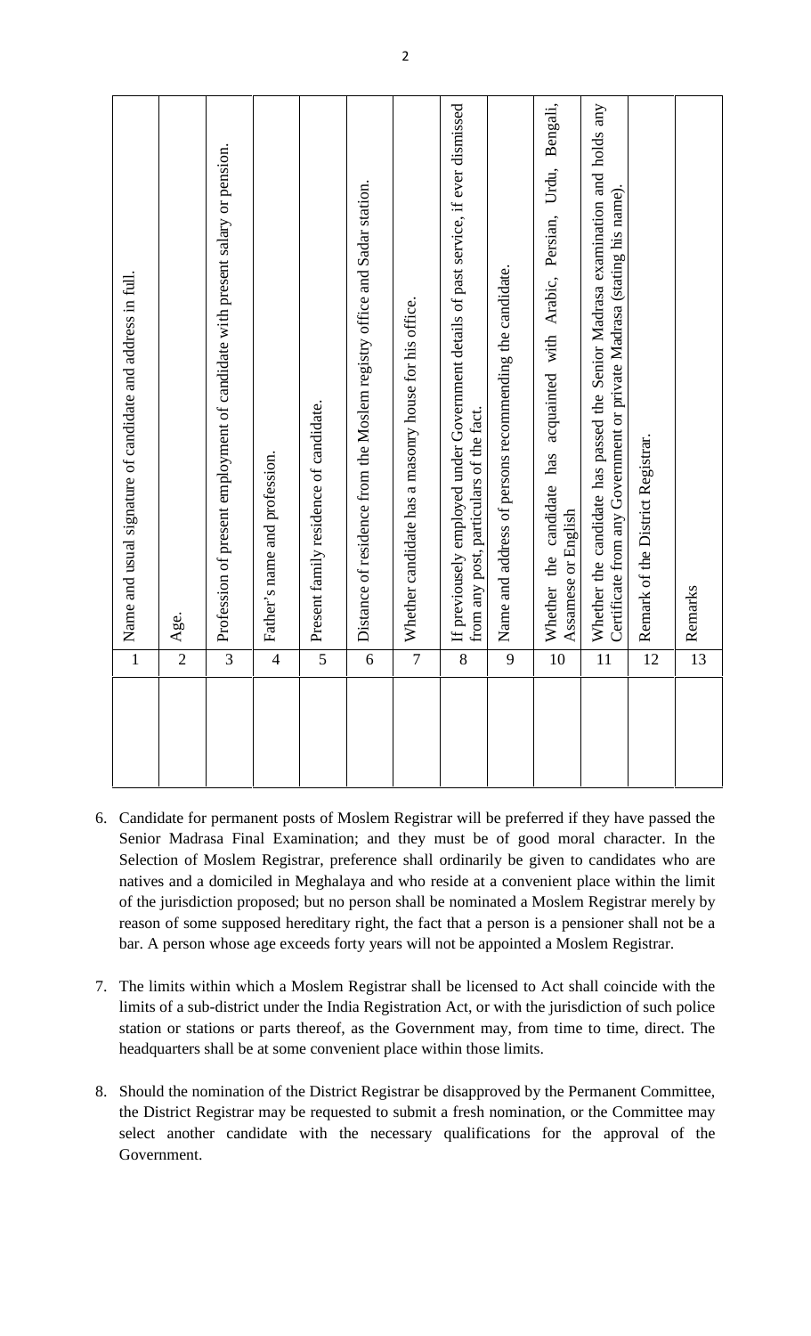| No. | Particulars | Entry |
|---|---|---|
| 1 | Name and usual signature of candidate and address in full. | |
| 2 | Age. | |
| 3 | Profession of present employment of candidate with present salary or pension. | |
| 4 | Father's name and profession. | |
| 5 | Present family residence of candidate. | |
| 6 | Distance of residence from the Moslem registry office and Sadar station. | |
| 7 | Whether candidate has a masonry house for his office. | |
| 8 | If previously employed under Government details of past service, if ever dismissed from any post, particulars of the fact. | |
| 9 | Name and address of persons recommending the candidate. | |
| 10 | Whether the candidate has acquainted with Arabic, Persian, Urdu, Bengali, Assamese or English | |
| 11 | Whether the candidate has passed the Senior Madrasa examination and holds any Certificate from any Government or private Madrasa (stating his name). | |
| 12 | Remark of the District Registrar. | |
| 13 | Remarks | |

6. Candidate for permanent posts of Moslem Registrar will be preferred if they have passed the Senior Madrasa Final Examination; and they must be of good moral character. In the Selection of Moslem Registrar, preference shall ordinarily be given to candidates who are natives and a domiciled in Meghalaya and who reside at a convenient place within the limit of the jurisdiction proposed; but no person shall be nominated a Moslem Registrar merely by reason of some supposed hereditary right, the fact that a person is a pensioner shall not be a bar. A person whose age exceeds forty years will not be appointed a Moslem Registrar.

7. The limits within which a Moslem Registrar shall be licensed to Act shall coincide with the limits of a sub-district under the India Registration Act, or with the jurisdiction of such police station or stations or parts thereof, as the Government may, from time to time, direct. The headquarters shall be at some convenient place within those limits.

8. Should the nomination of the District Registrar be disapproved by the Permanent Committee, the District Registrar may be requested to submit a fresh nomination, or the Committee may select another candidate with the necessary qualifications for the approval of the Government.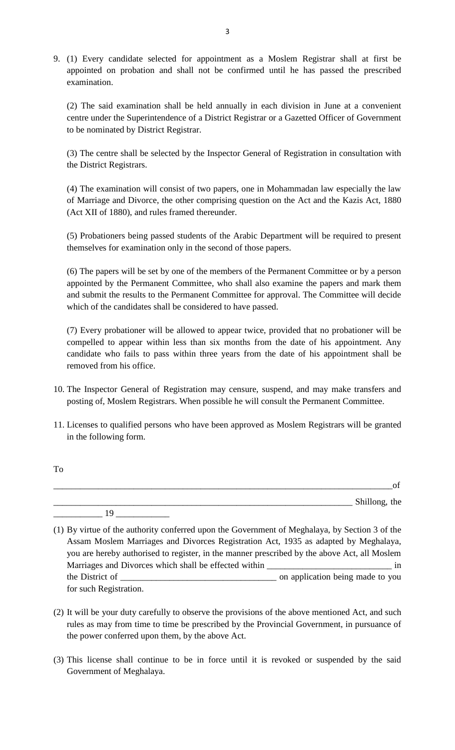9. (1) Every candidate selected for appointment as a Moslem Registrar shall at first be appointed on probation and shall not be confirmed until he has passed the prescribed examination.

   (2) The said examination shall be held annually in each division in June at a convenient centre under the Superintendence of a District Registrar or a Gazetted Officer of Government to be nominated by District Registrar.

   (3) The centre shall be selected by the Inspector General of Registration in consultation with the District Registrars.

   (4) The examination will consist of two papers, one in Mohammadan law especially the law of Marriage and Divorce, the other comprising question on the Act and the Kazis Act, 1880 (Act XII of 1880), and rules framed thereunder.

   (5) Probationers being passed students of the Arabic Department will be required to present themselves for examination only in the second of those papers.

   (6) The papers will be set by one of the members of the Permanent Committee or by a person appointed by the Permanent Committee, who shall also examine the papers and mark them and submit the results to the Permanent Committee for approval. The Committee will decide which of the candidates shall be considered to have passed.

   (7) Every probationer will be allowed to appear twice, provided that no probationer will be compelled to appear within less than six months from the date of his appointment. Any candidate who fails to pass within three years from the date of his appointment shall be removed from his office.

10. The Inspector General of Registration may censure, suspend, and may make transfers and posting of, Moslem Registrars. When possible he will consult the Permanent Committee.

11. Licenses to qualified persons who have been approved as Moslem Registrars will be granted in the following form.

To

_______________________________________________________________________________of

______________________________________________________________________ Shillong, the

___________ 19 ____________

(1) By virtue of the authority conferred upon the Government of Meghalaya, by Section 3 of the Assam Moslem Marriages and Divorces Registration Act, 1935 as adapted by Meghalaya, you are hereby authorised to register, in the manner prescribed by the above Act, all Moslem Marriages and Divorces which shall be effected within ____________________________ in the District of __________________________________ on application being made to you for such Registration.

(2) It will be your duty carefully to observe the provisions of the above mentioned Act, and such rules as may from time to time be prescribed by the Provincial Government, in pursuance of the power conferred upon them, by the above Act.

(3) This license shall continue to be in force until it is revoked or suspended by the said Government of Meghalaya.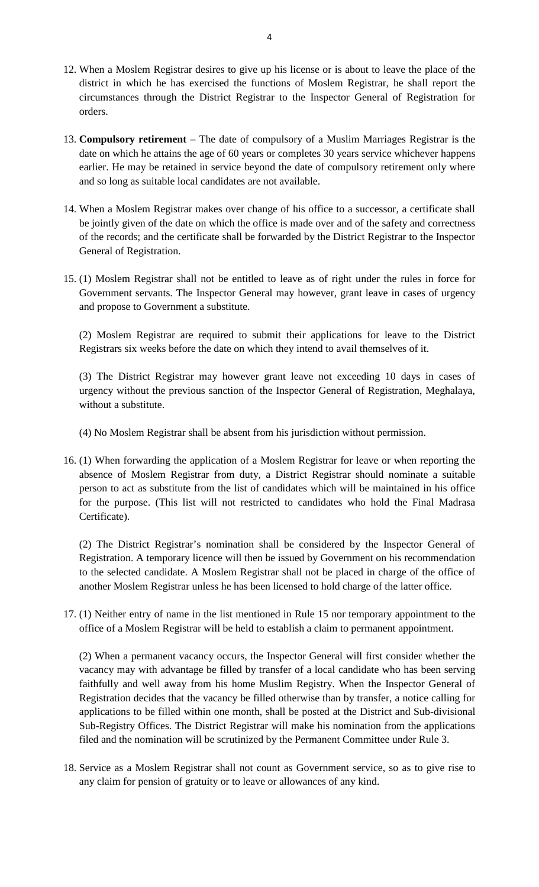12. When a Moslem Registrar desires to give up his license or is about to leave the place of the district in which he has exercised the functions of Moslem Registrar, he shall report the circumstances through the District Registrar to the Inspector General of Registration for orders.

13. **Compulsory retirement** – The date of compulsory of a Muslim Marriages Registrar is the date on which he attains the age of 60 years or completes 30 years service whichever happens earlier. He may be retained in service beyond the date of compulsory retirement only where and so long as suitable local candidates are not available.

14. When a Moslem Registrar makes over change of his office to a successor, a certificate shall be jointly given of the date on which the office is made over and of the safety and correctness of the records; and the certificate shall be forwarded by the District Registrar to the Inspector General of Registration.

15. (1) Moslem Registrar shall not be entitled to leave as of right under the rules in force for Government servants. The Inspector General may however, grant leave in cases of urgency and propose to Government a substitute.

    (2) Moslem Registrar are required to submit their applications for leave to the District Registrars six weeks before the date on which they intend to avail themselves of it.

    (3) The District Registrar may however grant leave not exceeding 10 days in cases of urgency without the previous sanction of the Inspector General of Registration, Meghalaya, without a substitute.

    (4) No Moslem Registrar shall be absent from his jurisdiction without permission.

16. (1) When forwarding the application of a Moslem Registrar for leave or when reporting the absence of Moslem Registrar from duty, a District Registrar should nominate a suitable person to act as substitute from the list of candidates which will be maintained in his office for the purpose. (This list will not restricted to candidates who hold the Final Madrasa Certificate).

    (2) The District Registrar's nomination shall be considered by the Inspector General of Registration. A temporary licence will then be issued by Government on his recommendation to the selected candidate. A Moslem Registrar shall not be placed in charge of the office of another Moslem Registrar unless he has been licensed to hold charge of the latter office.

17. (1) Neither entry of name in the list mentioned in Rule 15 nor temporary appointment to the office of a Moslem Registrar will be held to establish a claim to permanent appointment.

    (2) When a permanent vacancy occurs, the Inspector General will first consider whether the vacancy may with advantage be filled by transfer of a local candidate who has been serving faithfully and well away from his home Muslim Registry. When the Inspector General of Registration decides that the vacancy be filled otherwise than by transfer, a notice calling for applications to be filled within one month, shall be posted at the District and Sub-divisional Sub-Registry Offices. The District Registrar will make his nomination from the applications filed and the nomination will be scrutinized by the Permanent Committee under Rule 3.

18. Service as a Moslem Registrar shall not count as Government service, so as to give rise to any claim for pension of gratuity or to leave or allowances of any kind.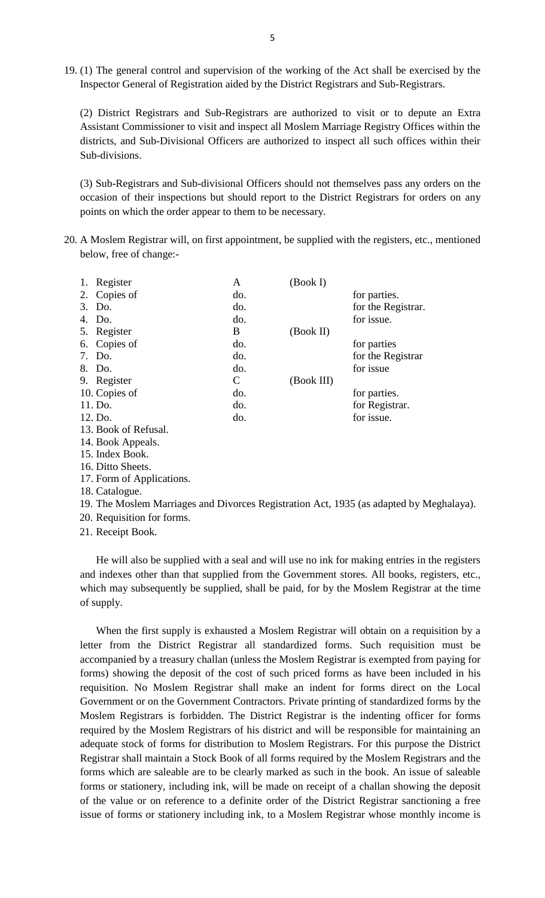19. (1) The general control and supervision of the working of the Act shall be exercised by the Inspector General of Registration aided by the District Registrars and Sub-Registrars.

    (2) District Registrars and Sub-Registrars are authorized to visit or to depute an Extra Assistant Commissioner to visit and inspect all Moslem Marriage Registry Offices within the districts, and Sub-Divisional Officers are authorized to inspect all such offices within their Sub-divisions.

    (3) Sub-Registrars and Sub-divisional Officers should not themselves pass any orders on the occasion of their inspections but should report to the District Registrars for orders on any points on which the order appear to them to be necessary.

20. A Moslem Registrar will, on first appointment, be supplied with the registers, etc., mentioned below, free of change:-

| | | | |
|---|---|---|---|
| 1. Register | A | (Book I) | |
| 2. Copies of | do. | | for parties. |
| 3. Do. | do. | | for the Registrar. |
| 4. Do. | do. | | for issue. |
| 5. Register | B | (Book II) | |
| 6. Copies of | do. | | for parties |
| 7. Do. | do. | | for the Registrar |
| 8. Do. | do. | | for issue |
| 9. Register | C | (Book III) | |
| 10. Copies of | do. | | for parties. |
| 11. Do. | do. | | for Registrar. |
| 12. Do. | do. | | for issue. |

13. Book of Refusal.
14. Book Appeals.
15. Index Book.
16. Ditto Sheets.
17. Form of Applications.
18. Catalogue.
19. The Moslem Marriages and Divorces Registration Act, 1935 (as adapted by Meghalaya).
20. Requisition for forms.
21. Receipt Book.

He will also be supplied with a seal and will use no ink for making entries in the registers and indexes other than that supplied from the Government stores. All books, registers, etc., which may subsequently be supplied, shall be paid, for by the Moslem Registrar at the time of supply.

When the first supply is exhausted a Moslem Registrar will obtain on a requisition by a letter from the District Registrar all standardized forms. Such requisition must be accompanied by a treasury challan (unless the Moslem Registrar is exempted from paying for forms) showing the deposit of the cost of such priced forms as have been included in his requisition. No Moslem Registrar shall make an indent for forms direct on the Local Government or on the Government Contractors. Private printing of standardized forms by the Moslem Registrars is forbidden. The District Registrar is the indenting officer for forms required by the Moslem Registrars of his district and will be responsible for maintaining an adequate stock of forms for distribution to Moslem Registrars. For this purpose the District Registrar shall maintain a Stock Book of all forms required by the Moslem Registrars and the forms which are saleable are to be clearly marked as such in the book. An issue of saleable forms or stationery, including ink, will be made on receipt of a challan showing the deposit of the value or on reference to a definite order of the District Registrar sanctioning a free issue of forms or stationery including ink, to a Moslem Registrar whose monthly income is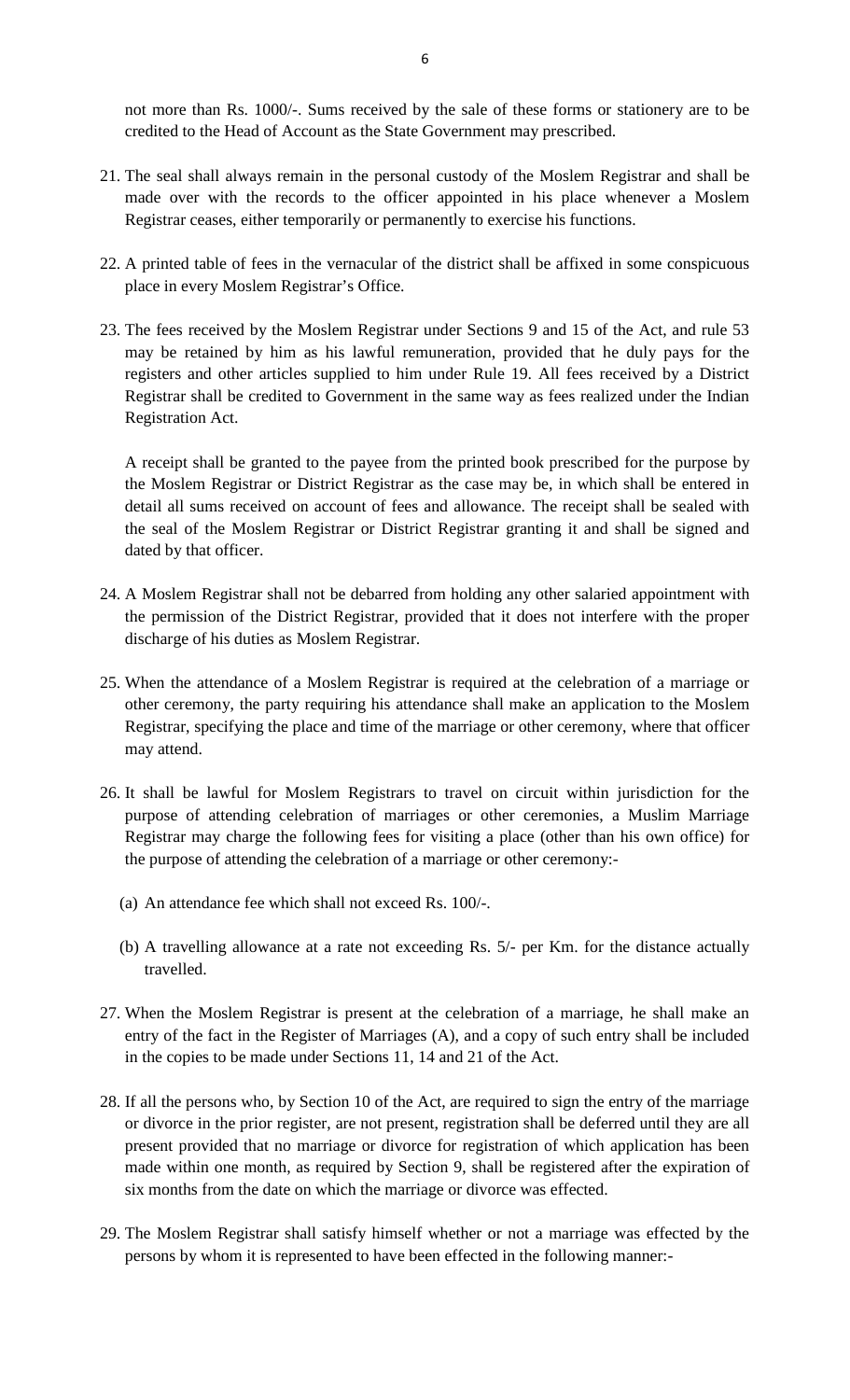not more than Rs. 1000/-. Sums received by the sale of these forms or stationery are to be credited to the Head of Account as the State Government may prescribed.

21. The seal shall always remain in the personal custody of the Moslem Registrar and shall be made over with the records to the officer appointed in his place whenever a Moslem Registrar ceases, either temporarily or permanently to exercise his functions.

22. A printed table of fees in the vernacular of the district shall be affixed in some conspicuous place in every Moslem Registrar's Office.

23. The fees received by the Moslem Registrar under Sections 9 and 15 of the Act, and rule 53 may be retained by him as his lawful remuneration, provided that he duly pays for the registers and other articles supplied to him under Rule 19. All fees received by a District Registrar shall be credited to Government in the same way as fees realized under the Indian Registration Act.

    A receipt shall be granted to the payee from the printed book prescribed for the purpose by the Moslem Registrar or District Registrar as the case may be, in which shall be entered in detail all sums received on account of fees and allowance. The receipt shall be sealed with the seal of the Moslem Registrar or District Registrar granting it and shall be signed and dated by that officer.

24. A Moslem Registrar shall not be debarred from holding any other salaried appointment with the permission of the District Registrar, provided that it does not interfere with the proper discharge of his duties as Moslem Registrar.

25. When the attendance of a Moslem Registrar is required at the celebration of a marriage or other ceremony, the party requiring his attendance shall make an application to the Moslem Registrar, specifying the place and time of the marriage or other ceremony, where that officer may attend.

26. It shall be lawful for Moslem Registrars to travel on circuit within jurisdiction for the purpose of attending celebration of marriages or other ceremonies, a Muslim Marriage Registrar may charge the following fees for visiting a place (other than his own office) for the purpose of attending the celebration of a marriage or other ceremony:-

    (a) An attendance fee which shall not exceed Rs. 100/-.

    (b) A travelling allowance at a rate not exceeding Rs. 5/- per Km. for the distance actually travelled.

27. When the Moslem Registrar is present at the celebration of a marriage, he shall make an entry of the fact in the Register of Marriages (A), and a copy of such entry shall be included in the copies to be made under Sections 11, 14 and 21 of the Act.

28. If all the persons who, by Section 10 of the Act, are required to sign the entry of the marriage or divorce in the prior register, are not present, registration shall be deferred until they are all present provided that no marriage or divorce for registration of which application has been made within one month, as required by Section 9, shall be registered after the expiration of six months from the date on which the marriage or divorce was effected.

29. The Moslem Registrar shall satisfy himself whether or not a marriage was effected by the persons by whom it is represented to have been effected in the following manner:-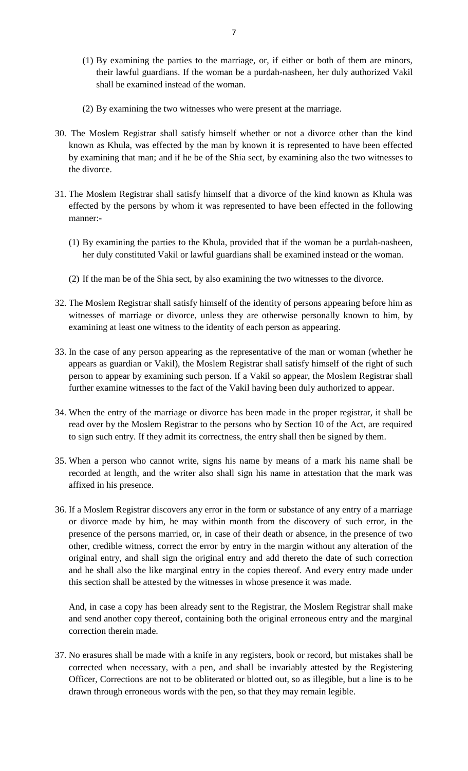(1) By examining the parties to the marriage, or, if either or both of them are minors, their lawful guardians. If the woman be a purdah-nasheen, her duly authorized Vakil shall be examined instead of the woman.

(2) By examining the two witnesses who were present at the marriage.

30. The Moslem Registrar shall satisfy himself whether or not a divorce other than the kind known as Khula, was effected by the man by known it is represented to have been effected by examining that man; and if he be of the Shia sect, by examining also the two witnesses to the divorce.

31. The Moslem Registrar shall satisfy himself that a divorce of the kind known as Khula was effected by the persons by whom it was represented to have been effected in the following manner:-

    (1) By examining the parties to the Khula, provided that if the woman be a purdah-nasheen, her duly constituted Vakil or lawful guardians shall be examined instead or the woman.

    (2) If the man be of the Shia sect, by also examining the two witnesses to the divorce.

32. The Moslem Registrar shall satisfy himself of the identity of persons appearing before him as witnesses of marriage or divorce, unless they are otherwise personally known to him, by examining at least one witness to the identity of each person as appearing.

33. In the case of any person appearing as the representative of the man or woman (whether he appears as guardian or Vakil), the Moslem Registrar shall satisfy himself of the right of such person to appear by examining such person. If a Vakil so appear, the Moslem Registrar shall further examine witnesses to the fact of the Vakil having been duly authorized to appear.

34. When the entry of the marriage or divorce has been made in the proper registrar, it shall be read over by the Moslem Registrar to the persons who by Section 10 of the Act, are required to sign such entry. If they admit its correctness, the entry shall then be signed by them.

35. When a person who cannot write, signs his name by means of a mark his name shall be recorded at length, and the writer also shall sign his name in attestation that the mark was affixed in his presence.

36. If a Moslem Registrar discovers any error in the form or substance of any entry of a marriage or divorce made by him, he may within month from the discovery of such error, in the presence of the persons married, or, in case of their death or absence, in the presence of two other, credible witness, correct the error by entry in the margin without any alteration of the original entry, and shall sign the original entry and add thereto the date of such correction and he shall also the like marginal entry in the copies thereof. And every entry made under this section shall be attested by the witnesses in whose presence it was made.

    And, in case a copy has been already sent to the Registrar, the Moslem Registrar shall make and send another copy thereof, containing both the original erroneous entry and the marginal correction therein made.

37. No erasures shall be made with a knife in any registers, book or record, but mistakes shall be corrected when necessary, with a pen, and shall be invariably attested by the Registering Officer, Corrections are not to be obliterated or blotted out, so as illegible, but a line is to be drawn through erroneous words with the pen, so that they may remain legible.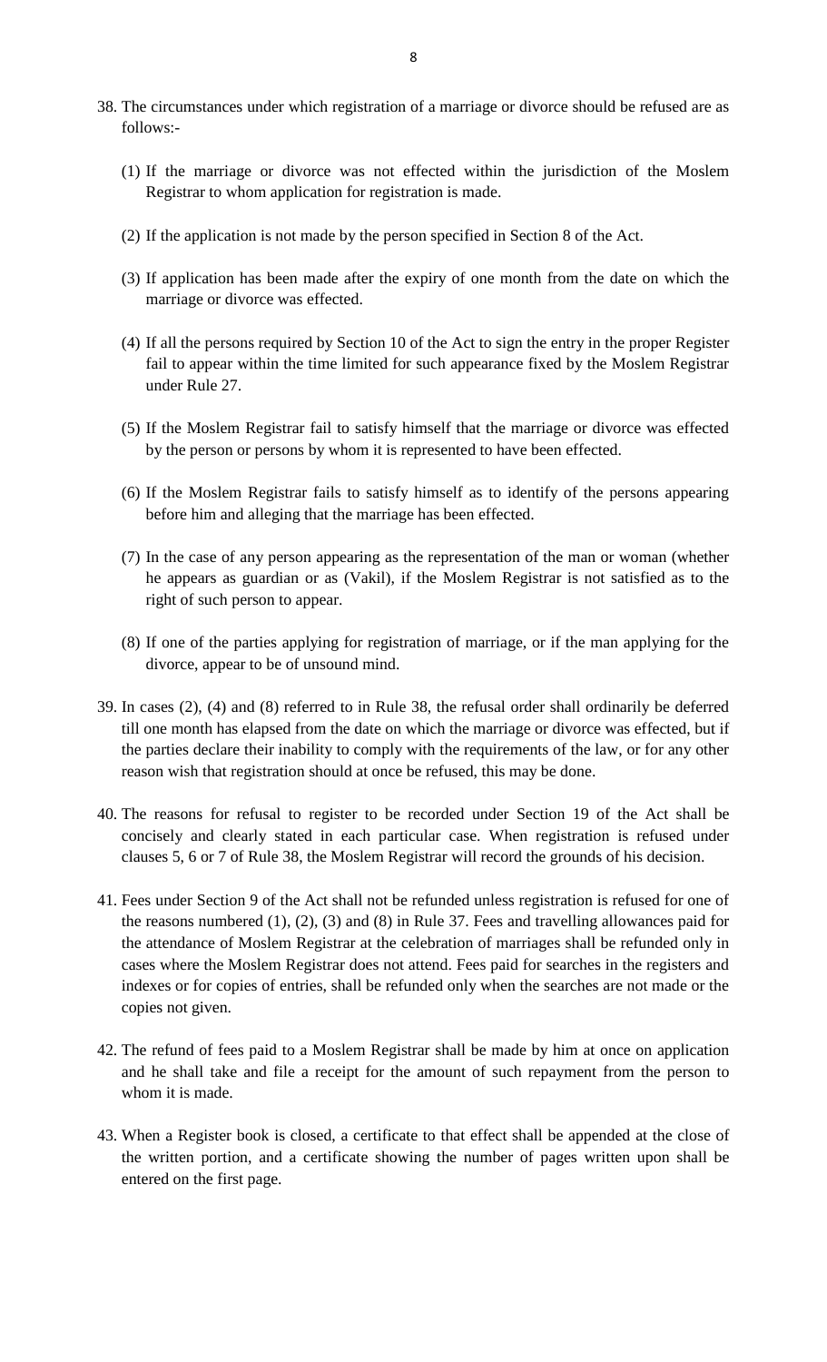38. The circumstances under which registration of a marriage or divorce should be refused are as follows:-

    (1) If the marriage or divorce was not effected within the jurisdiction of the Moslem Registrar to whom application for registration is made.

    (2) If the application is not made by the person specified in Section 8 of the Act.

    (3) If application has been made after the expiry of one month from the date on which the marriage or divorce was effected.

    (4) If all the persons required by Section 10 of the Act to sign the entry in the proper Register fail to appear within the time limited for such appearance fixed by the Moslem Registrar under Rule 27.

    (5) If the Moslem Registrar fail to satisfy himself that the marriage or divorce was effected by the person or persons by whom it is represented to have been effected.

    (6) If the Moslem Registrar fails to satisfy himself as to identify of the persons appearing before him and alleging that the marriage has been effected.

    (7) In the case of any person appearing as the representation of the man or woman (whether he appears as guardian or as (Vakil), if the Moslem Registrar is not satisfied as to the right of such person to appear.

    (8) If one of the parties applying for registration of marriage, or if the man applying for the divorce, appear to be of unsound mind.

39. In cases (2), (4) and (8) referred to in Rule 38, the refusal order shall ordinarily be deferred till one month has elapsed from the date on which the marriage or divorce was effected, but if the parties declare their inability to comply with the requirements of the law, or for any other reason wish that registration should at once be refused, this may be done.

40. The reasons for refusal to register to be recorded under Section 19 of the Act shall be concisely and clearly stated in each particular case. When registration is refused under clauses 5, 6 or 7 of Rule 38, the Moslem Registrar will record the grounds of his decision.

41. Fees under Section 9 of the Act shall not be refunded unless registration is refused for one of the reasons numbered (1), (2), (3) and (8) in Rule 37. Fees and travelling allowances paid for the attendance of Moslem Registrar at the celebration of marriages shall be refunded only in cases where the Moslem Registrar does not attend. Fees paid for searches in the registers and indexes or for copies of entries, shall be refunded only when the searches are not made or the copies not given.

42. The refund of fees paid to a Moslem Registrar shall be made by him at once on application and he shall take and file a receipt for the amount of such repayment from the person to whom it is made.

43. When a Register book is closed, a certificate to that effect shall be appended at the close of the written portion, and a certificate showing the number of pages written upon shall be entered on the first page.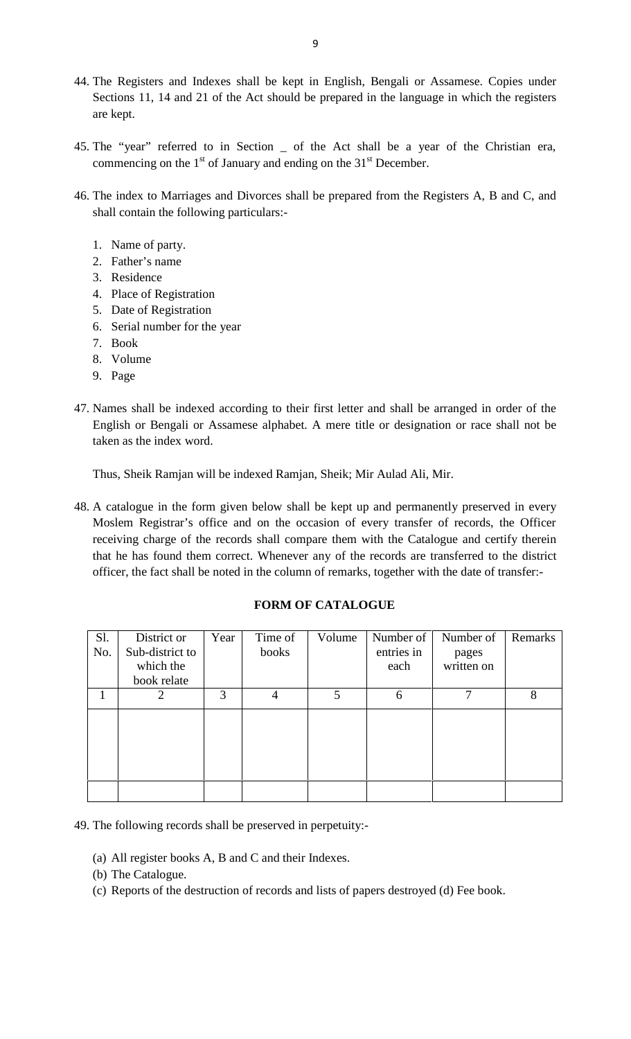44. The Registers and Indexes shall be kept in English, Bengali or Assamese. Copies under Sections 11, 14 and 21 of the Act should be prepared in the language in which the registers are kept.

45. The "year" referred to in Section _ of the Act shall be a year of the Christian era, commencing on the 1st of January and ending on the 31st December.

46. The index to Marriages and Divorces shall be prepared from the Registers A, B and C, and shall contain the following particulars:-

    1. Name of party.
    2. Father's name
    3. Residence
    4. Place of Registration
    5. Date of Registration
    6. Serial number for the year
    7. Book
    8. Volume
    9. Page

47. Names shall be indexed according to their first letter and shall be arranged in order of the English or Bengali or Assamese alphabet. A mere title or designation or race shall not be taken as the index word.

    Thus, Sheik Ramjan will be indexed Ramjan, Sheik; Mir Aulad Ali, Mir.

48. A catalogue in the form given below shall be kept up and permanently preserved in every Moslem Registrar's office and on the occasion of every transfer of records, the Officer receiving charge of the records shall compare them with the Catalogue and certify therein that he has found them correct. Whenever any of the records are transferred to the district officer, the fact shall be noted in the column of remarks, together with the date of transfer:-

**FORM OF CATALOGUE**

| Sl. No. | District or Sub-district to which the book relate | Year | Time of books | Volume | Number of entries in each | Number of pages written on | Remarks |
|---|---|---|---|---|---|---|---|
| 1 | 2 | 3 | 4 | 5 | 6 | 7 | 8 |
| | | | | | | | |
| | | | | | | | |

49. The following records shall be preserved in perpetuity:-

    (a) All register books A, B and C and their Indexes.
    (b) The Catalogue.
    (c) Reports of the destruction of records and lists of papers destroyed (d) Fee book.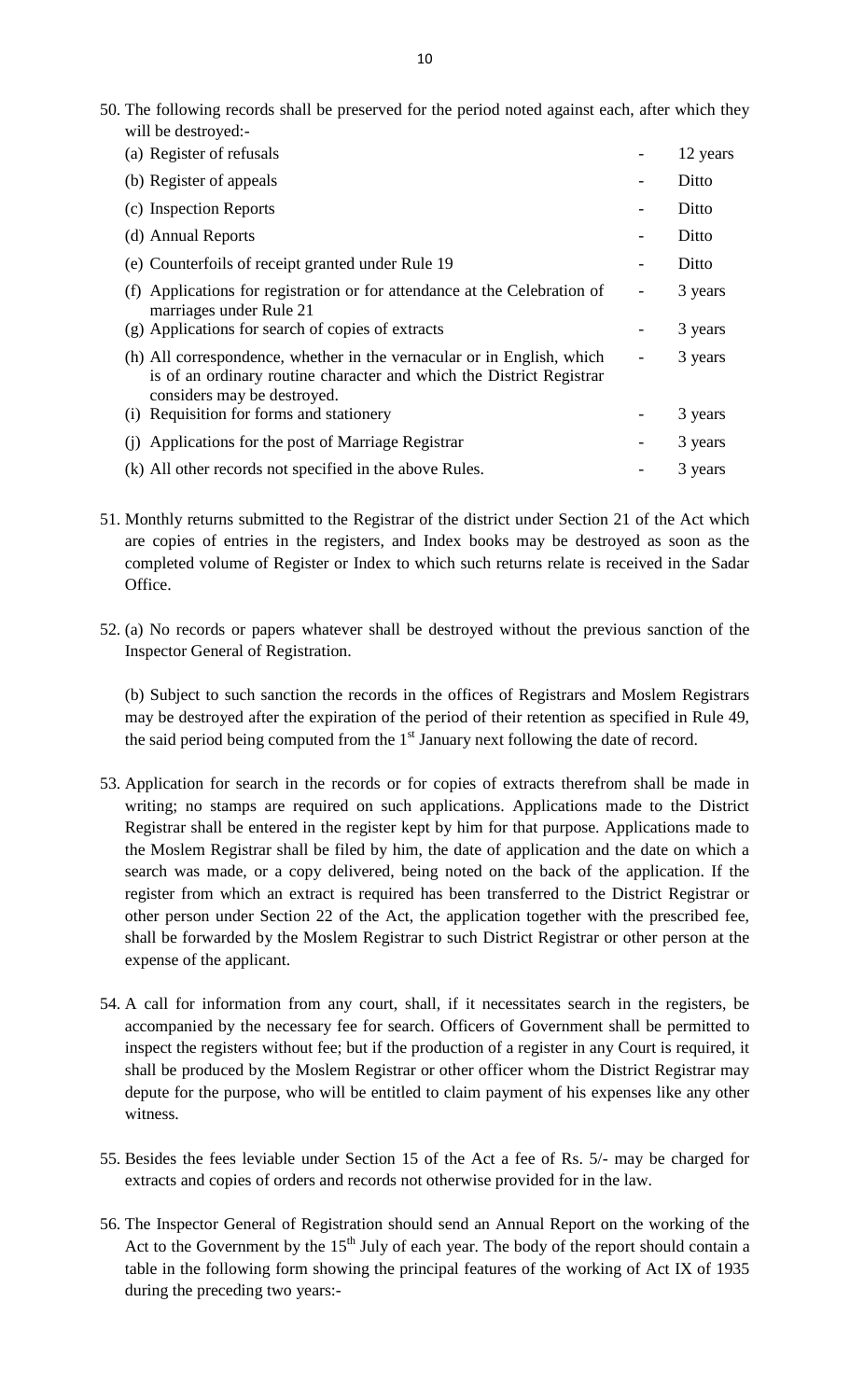50. The following records shall be preserved for the period noted against each, after which they will be destroyed:-

| | | |
|---|---|---|
| (a) Register of refusals | - | 12 years |
| (b) Register of appeals | - | Ditto |
| (c) Inspection Reports | - | Ditto |
| (d) Annual Reports | - | Ditto |
| (e) Counterfoils of receipt granted under Rule 19 | - | Ditto |
| (f) Applications for registration or for attendance at the Celebration of marriages under Rule 21 | - | 3 years |
| (g) Applications for search of copies of extracts | - | 3 years |
| (h) All correspondence, whether in the vernacular or in English, which is of an ordinary routine character and which the District Registrar considers may be destroyed. | - | 3 years |
| (i) Requisition for forms and stationery | - | 3 years |
| (j) Applications for the post of Marriage Registrar | - | 3 years |
| (k) All other records not specified in the above Rules. | - | 3 years |

51. Monthly returns submitted to the Registrar of the district under Section 21 of the Act which are copies of entries in the registers, and Index books may be destroyed as soon as the completed volume of Register or Index to which such returns relate is received in the Sadar Office.

52. (a) No records or papers whatever shall be destroyed without the previous sanction of the Inspector General of Registration.

(b) Subject to such sanction the records in the offices of Registrars and Moslem Registrars may be destroyed after the expiration of the period of their retention as specified in Rule 49, the said period being computed from the 1st January next following the date of record.

53. Application for search in the records or for copies of extracts therefrom shall be made in writing; no stamps are required on such applications. Applications made to the District Registrar shall be entered in the register kept by him for that purpose. Applications made to the Moslem Registrar shall be filed by him, the date of application and the date on which a search was made, or a copy delivered, being noted on the back of the application. If the register from which an extract is required has been transferred to the District Registrar or other person under Section 22 of the Act, the application together with the prescribed fee, shall be forwarded by the Moslem Registrar to such District Registrar or other person at the expense of the applicant.

54. A call for information from any court, shall, if it necessitates search in the registers, be accompanied by the necessary fee for search. Officers of Government shall be permitted to inspect the registers without fee; but if the production of a register in any Court is required, it shall be produced by the Moslem Registrar or other officer whom the District Registrar may depute for the purpose, who will be entitled to claim payment of his expenses like any other witness.

55. Besides the fees leviable under Section 15 of the Act a fee of Rs. 5/- may be charged for extracts and copies of orders and records not otherwise provided for in the law.

56. The Inspector General of Registration should send an Annual Report on the working of the Act to the Government by the 15th July of each year. The body of the report should contain a table in the following form showing the principal features of the working of Act IX of 1935 during the preceding two years:-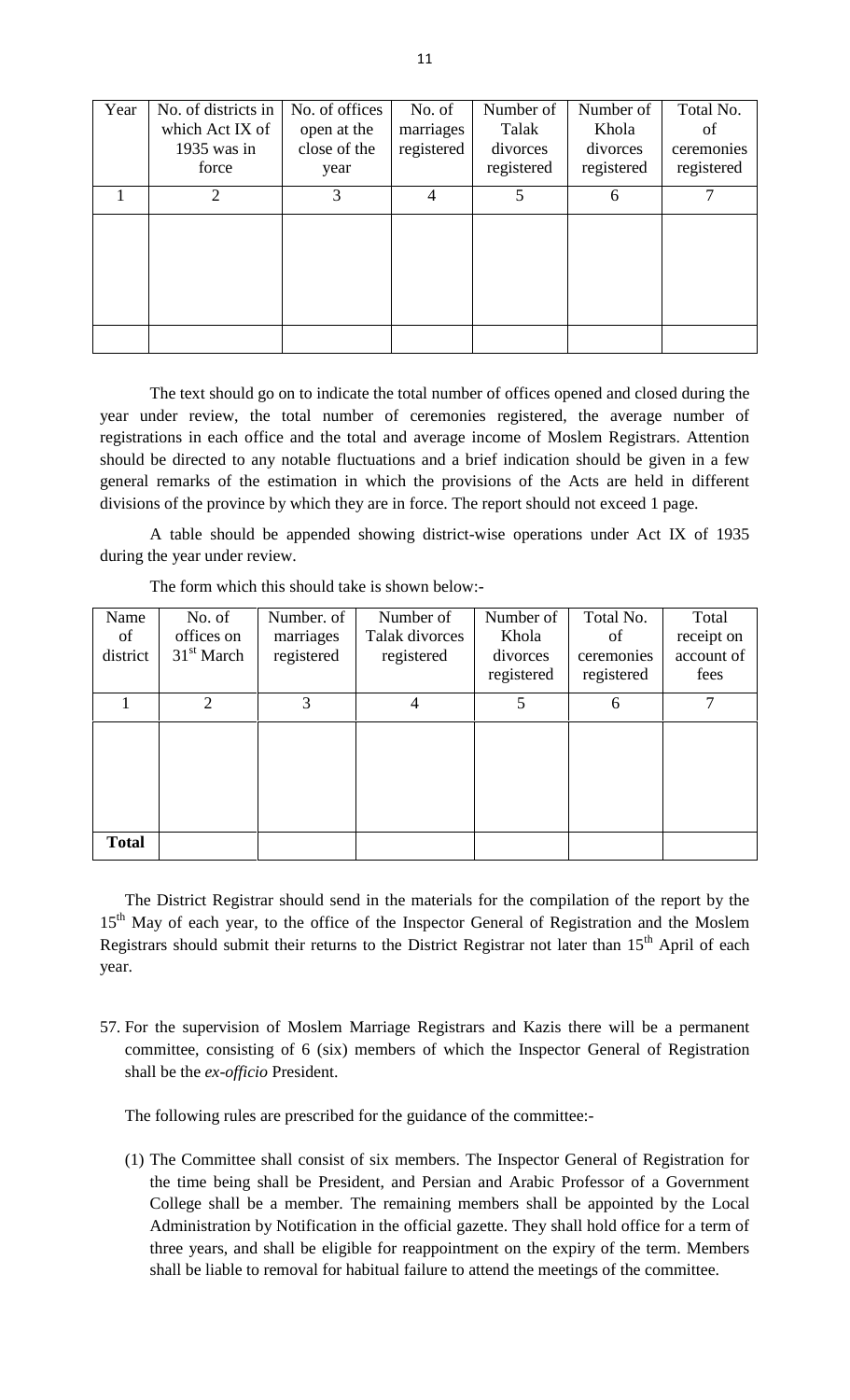| Year | No. of districts in which Act IX of 1935 was in force | No. of offices open at the close of the year | No. of marriages registered | Number of Talak divorces registered | Number of Khola divorces registered | Total No. of ceremonies registered |
|---|---|---|---|---|---|---|
| 1 | 2 | 3 | 4 | 5 | 6 | 7 |
| | | | | | | |
| | | | | | | |

The text should go on to indicate the total number of offices opened and closed during the year under review, the total number of ceremonies registered, the average number of registrations in each office and the total and average income of Moslem Registrars. Attention should be directed to any notable fluctuations and a brief indication should be given in a few general remarks of the estimation in which the provisions of the Acts are held in different divisions of the province by which they are in force. The report should not exceed 1 page.

A table should be appended showing district-wise operations under Act IX of 1935 during the year under review.

The form which this should take is shown below:-

| Name of district | No. of offices on 31st March | Number. of marriages registered | Number of Talak divorces registered | Number of Khola divorces registered | Total No. of ceremonies registered | Total receipt on account of fees |
|---|---|---|---|---|---|---|
| 1 | 2 | 3 | 4 | 5 | 6 | 7 |
| | | | | | | |
| **Total** | | | | | | |

The District Registrar should send in the materials for the compilation of the report by the 15th May of each year, to the office of the Inspector General of Registration and the Moslem Registrars should submit their returns to the District Registrar not later than 15th April of each year.

57. For the supervision of Moslem Marriage Registrars and Kazis there will be a permanent committee, consisting of 6 (six) members of which the Inspector General of Registration shall be the *ex-officio* President.

The following rules are prescribed for the guidance of the committee:-

(1) The Committee shall consist of six members. The Inspector General of Registration for the time being shall be President, and Persian and Arabic Professor of a Government College shall be a member. The remaining members shall be appointed by the Local Administration by Notification in the official gazette. They shall hold office for a term of three years, and shall be eligible for reappointment on the expiry of the term. Members shall be liable to removal for habitual failure to attend the meetings of the committee.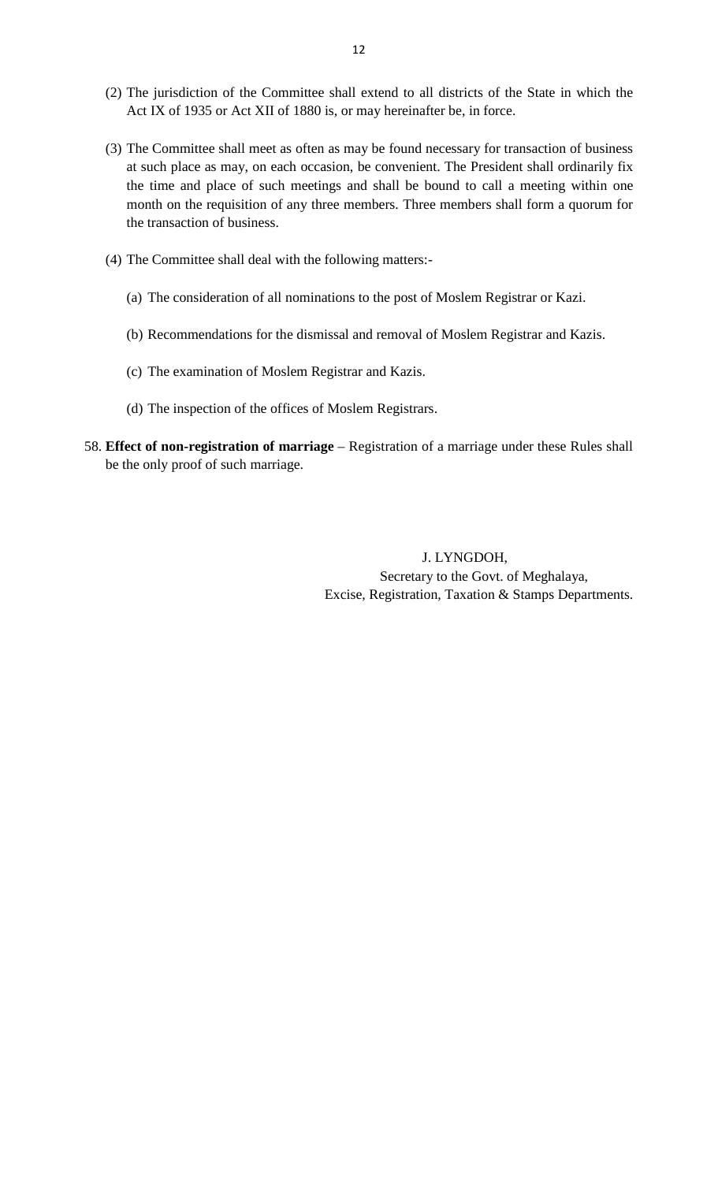(2) The jurisdiction of the Committee shall extend to all districts of the State in which the Act IX of 1935 or Act XII of 1880 is, or may hereinafter be, in force.

(3) The Committee shall meet as often as may be found necessary for transaction of business at such place as may, on each occasion, be convenient. The President shall ordinarily fix the time and place of such meetings and shall be bound to call a meeting within one month on the requisition of any three members. Three members shall form a quorum for the transaction of business.

(4) The Committee shall deal with the following matters:-

(a) The consideration of all nominations to the post of Moslem Registrar or Kazi.

(b) Recommendations for the dismissal and removal of Moslem Registrar and Kazis.

(c) The examination of Moslem Registrar and Kazis.

(d) The inspection of the offices of Moslem Registrars.

58. **Effect of non-registration of marriage** – Registration of a marriage under these Rules shall be the only proof of such marriage.

J. LYNGDOH,
Secretary to the Govt. of Meghalaya,
Excise, Registration, Taxation & Stamps Departments.